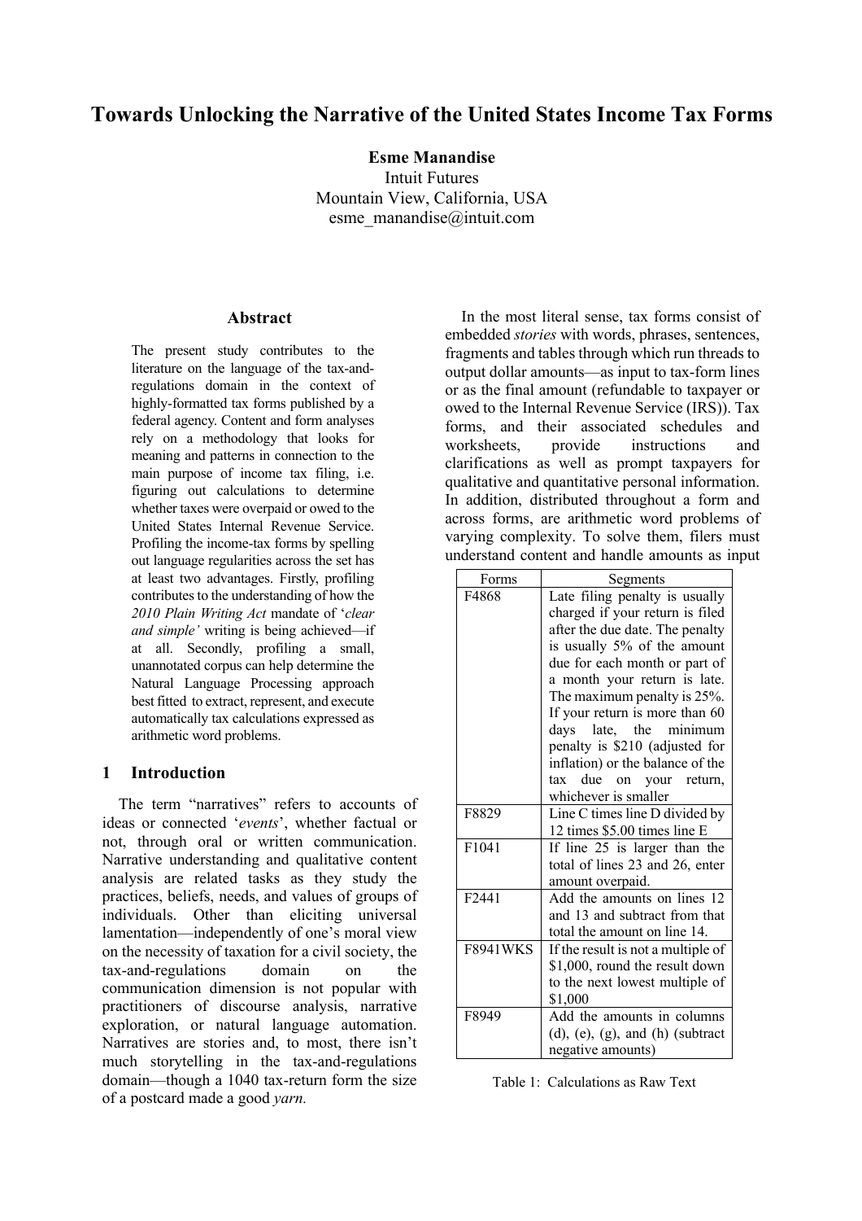# Towards Unlocking the Narrative of the United States Income Tax Forms

**Esme Manandise**
Intuit Futures
Mountain View, California, USA
esme_manandise@intuit.com

## Abstract

The present study contributes to the literature on the language of the tax-and-regulations domain in the context of highly-formatted tax forms published by a federal agency. Content and form analyses rely on a methodology that looks for meaning and patterns in connection to the main purpose of income tax filing, i.e. figuring out calculations to determine whether taxes were overpaid or owed to the United States Internal Revenue Service. Profiling the income-tax forms by spelling out language regularities across the set has at least two advantages. Firstly, profiling contributes to the understanding of how the *2010 Plain Writing Act* mandate of '*clear and simple'* writing is being achieved—if at all. Secondly, profiling a small, unannotated corpus can help determine the Natural Language Processing approach best fitted to extract, represent, and execute automatically tax calculations expressed as arithmetic word problems.

## 1 Introduction

The term "narratives" refers to accounts of ideas or connected '*events*', whether factual or not, through oral or written communication. Narrative understanding and qualitative content analysis are related tasks as they study the practices, beliefs, needs, and values of groups of individuals. Other than eliciting universal lamentation—independently of one's moral view on the necessity of taxation for a civil society, the tax-and-regulations domain on the communication dimension is not popular with practitioners of discourse analysis, narrative exploration, or natural language automation. Narratives are stories and, to most, there isn't much storytelling in the tax-and-regulations domain—though a 1040 tax-return form the size of a postcard made a good *yarn.*

In the most literal sense, tax forms consist of embedded *stories* with words, phrases, sentences, fragments and tables through which run threads to output dollar amounts—as input to tax-form lines or as the final amount (refundable to taxpayer or owed to the Internal Revenue Service (IRS)). Tax forms, and their associated schedules and worksheets, provide instructions and clarifications as well as prompt taxpayers for qualitative and quantitative personal information. In addition, distributed throughout a form and across forms, are arithmetic word problems of varying complexity. To solve them, filers must understand content and handle amounts as input

| Forms | Segments |
|---|---|
| F4868 | Late filing penalty is usually charged if your return is filed after the due date. The penalty is usually 5% of the amount due for each month or part of a month your return is late. The maximum penalty is 25%. If your return is more than 60 days late, the minimum penalty is $210 (adjusted for inflation) or the balance of the tax due on your return, whichever is smaller |
| F8829 | Line C times line D divided by 12 times $5.00 times line E |
| F1041 | If line 25 is larger than the total of lines 23 and 26, enter amount overpaid. |
| F2441 | Add the amounts on lines 12 and 13 and subtract from that total the amount on line 14. |
| F8941WKS | If the result is not a multiple of $1,000, round the result down to the next lowest multiple of $1,000 |
| F8949 | Add the amounts in columns (d), (e), (g), and (h) (subtract negative amounts) |

Table 1: Calculations as Raw Text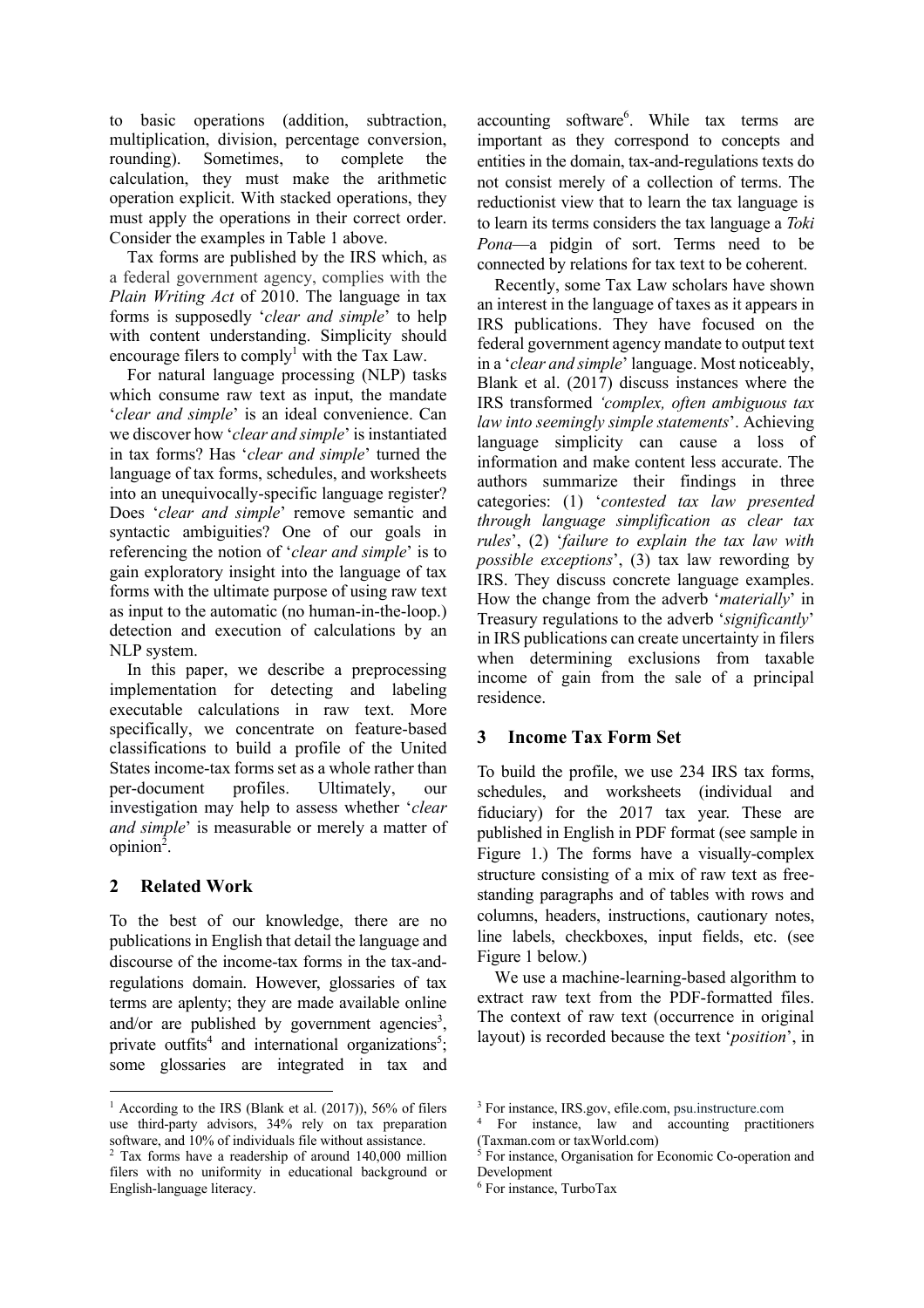to basic operations (addition, subtraction, multiplication, division, percentage conversion, rounding). Sometimes, to complete the calculation, they must make the arithmetic operation explicit. With stacked operations, they must apply the operations in their correct order. Consider the examples in Table 1 above.

Tax forms are published by the IRS which, as a federal government agency, complies with the *Plain Writing Act* of 2010. The language in tax forms is supposedly '*clear and simple*' to help with content understanding. Simplicity should encourage filers to comply[1] with the Tax Law.

For natural language processing (NLP) tasks which consume raw text as input, the mandate '*clear and simple*' is an ideal convenience. Can we discover how '*clear and simple*' is instantiated in tax forms? Has '*clear and simple*' turned the language of tax forms, schedules, and worksheets into an unequivocally-specific language register? Does '*clear and simple*' remove semantic and syntactic ambiguities? One of our goals in referencing the notion of '*clear and simple*' is to gain exploratory insight into the language of tax forms with the ultimate purpose of using raw text as input to the automatic (no human-in-the-loop.) detection and execution of calculations by an NLP system.

In this paper, we describe a preprocessing implementation for detecting and labeling executable calculations in raw text. More specifically, we concentrate on feature-based classifications to build a profile of the United States income-tax forms set as a whole rather than per-document profiles. Ultimately, our investigation may help to assess whether '*clear and simple*' is measurable or merely a matter of opinion[2].

## 2 Related Work

To the best of our knowledge, there are no publications in English that detail the language and discourse of the income-tax forms in the tax-and-regulations domain. However, glossaries of tax terms are aplenty; they are made available online and/or are published by government agencies[3], private outfits[4] and international organizations[5]; some glossaries are integrated in tax and accounting software[6]. While tax terms are important as they correspond to concepts and entities in the domain, tax-and-regulations texts do not consist merely of a collection of terms. The reductionist view that to learn the tax language is to learn its terms considers the tax language a *Toki Pona*—a pidgin of sort. Terms need to be connected by relations for tax text to be coherent.

Recently, some Tax Law scholars have shown an interest in the language of taxes as it appears in IRS publications. They have focused on the federal government agency mandate to output text in a '*clear and simple*' language. Most noticeably, Blank et al. (2017) discuss instances where the IRS transformed *'complex, often ambiguous tax law into seemingly simple statements'*. Achieving language simplicity can cause a loss of information and make content less accurate. The authors summarize their findings in three categories: (1) '*contested tax law presented through language simplification as clear tax rules*', (2) '*failure to explain the tax law with possible exceptions*', (3) tax law rewording by IRS. They discuss concrete language examples. How the change from the adverb '*materially*' in Treasury regulations to the adverb '*significantly*' in IRS publications can create uncertainty in filers when determining exclusions from taxable income of gain from the sale of a principal residence.

## 3 Income Tax Form Set

To build the profile, we use 234 IRS tax forms, schedules, and worksheets (individual and fiduciary) for the 2017 tax year. These are published in English in PDF format (see sample in Figure 1.) The forms have a visually-complex structure consisting of a mix of raw text as free-standing paragraphs and of tables with rows and columns, headers, instructions, cautionary notes, line labels, checkboxes, input fields, etc. (see Figure 1 below.)

We use a machine-learning-based algorithm to extract raw text from the PDF-formatted files. The context of raw text (occurrence in original layout) is recorded because the text '*position*', in

---

[1] According to the IRS (Blank et al. (2017)), 56% of filers use third-party advisors, 34% rely on tax preparation software, and 10% of individuals file without assistance.

[2] Tax forms have a readership of around 140,000 million filers with no uniformity in educational background or English-language literacy.

[3] For instance, IRS.gov, efile.com, psu.instructure.com

[4] For instance, law and accounting practitioners (Taxman.com or taxWorld.com)

[5] For instance, Organisation for Economic Co-operation and Development

[6] For instance, TurboTax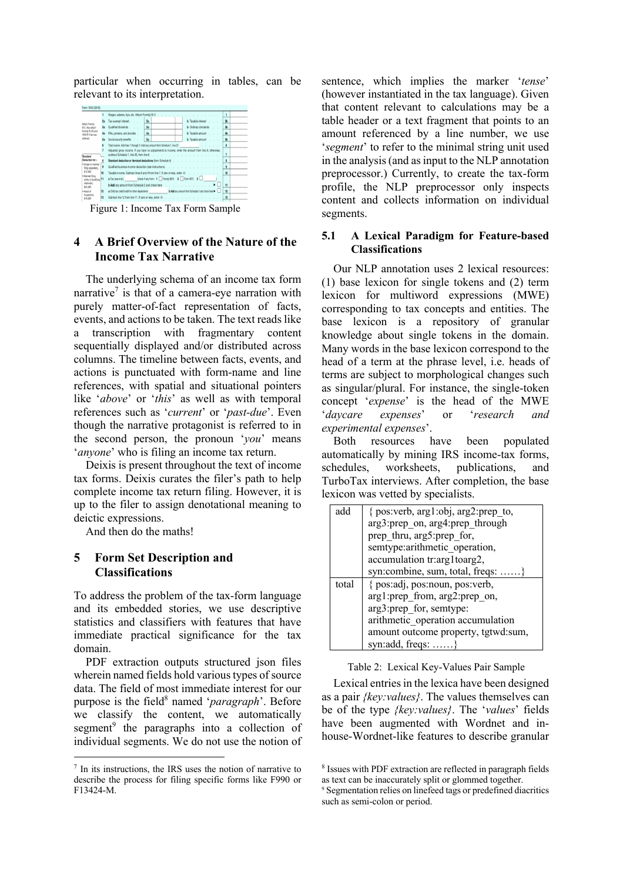particular when occurring in tables, can be relevant to its interpretation.

Figure 1: Income Tax Form Sample

## 4 A Brief Overview of the Nature of the Income Tax Narrative

The underlying schema of an income tax form narrative[7] is that of a camera-eye narration with purely matter-of-fact representation of facts, events, and actions to be taken. The text reads like a transcription with fragmentary content sequentially displayed and/or distributed across columns. The timeline between facts, events, and actions is punctuated with form-name and line references, with spatial and situational pointers like '*above*' or '*this*' as well as with temporal references such as '*current*' or '*past-due*'. Even though the narrative protagonist is referred to in the second person, the pronoun '*you*' means '*anyone*' who is filing an income tax return.

Deixis is present throughout the text of income tax forms. Deixis curates the filer's path to help complete income tax return filing. However, it is up to the filer to assign denotational meaning to deictic expressions.

And then do the maths!

## 5 Form Set Description and Classifications

To address the problem of the tax-form language and its embedded stories, we use descriptive statistics and classifiers with features that have immediate practical significance for the tax domain.

PDF extraction outputs structured json files wherein named fields hold various types of source data. The field of most immediate interest for our purpose is the field[8] named '*paragraph*'. Before we classify the content, we automatically segment[9] the paragraphs into a collection of individual segments. We do not use the notion of sentence, which implies the marker '*tense*' (however instantiated in the tax language). Given that content relevant to calculations may be a table header or a text fragment that points to an amount referenced by a line number, we use '*segment*' to refer to the minimal string unit used in the analysis (and as input to the NLP annotation preprocessor.) Currently, to create the tax-form profile, the NLP preprocessor only inspects content and collects information on individual segments.

### 5.1 A Lexical Paradigm for Feature-based Classifications

Our NLP annotation uses 2 lexical resources: (1) base lexicon for single tokens and (2) term lexicon for multiword expressions (MWE) corresponding to tax concepts and entities. The base lexicon is a repository of granular knowledge about single tokens in the domain. Many words in the base lexicon correspond to the head of a term at the phrase level, i.e. heads of terms are subject to morphological changes such as singular/plural. For instance, the single-token concept '*expense*' is the head of the MWE '*daycare expenses*' or '*research and experimental expenses*'.

Both resources have been populated automatically by mining IRS income-tax forms, schedules, worksheets, publications, and TurboTax interviews. After completion, the base lexicon was vetted by specialists.

| | |
|---|---|
| add | { pos:verb, arg1:obj, arg2:prep_to, arg3:prep_on, arg4:prep_through prep_thru, arg5:prep_for, semtype:arithmetic_operation, accumulation tr:arg1toarg2, syn:combine, sum, total, freqs: ……} |
| total | { pos:adj, pos:noun, pos:verb, arg1:prep_from, arg2:prep_on, arg3:prep_for, semtype: arithmetic_operation accumulation amount outcome property, tgtwd:sum, syn:add, freqs: ……} |

Table 2: Lexical Key-Values Pair Sample

Lexical entries in the lexica have been designed as a pair *{key:values}*. The values themselves can be of the type *{key:values}*. The '*values*' fields have been augmented with Wordnet and in-house-Wordnet-like features to describe granular

[7] In its instructions, the IRS uses the notion of narrative to describe the process for filing specific forms like F990 or F13424-M.

[8] Issues with PDF extraction are reflected in paragraph fields as text can be inaccurately split or glommed together.

[9] Segmentation relies on linefeed tags or predefined diacritics such as semi-colon or period.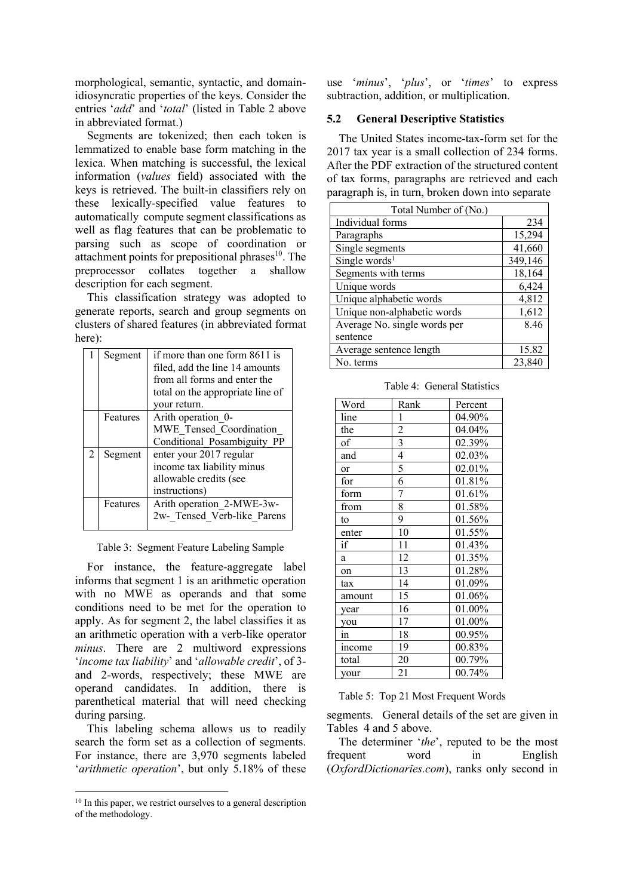morphological, semantic, syntactic, and domain-idiosyncratic properties of the keys. Consider the entries '*add*' and '*total*' (listed in Table 2 above in abbreviated format.)

Segments are tokenized; then each token is lemmatized to enable base form matching in the lexica. When matching is successful, the lexical information (*values* field) associated with the keys is retrieved. The built-in classifiers rely on these lexically-specified value features to automatically compute segment classifications as well as flag features that can be problematic to parsing such as scope of coordination or attachment points for prepositional phrases[10]. The preprocessor collates together a shallow description for each segment.

This classification strategy was adopted to generate reports, search and group segments on clusters of shared features (in abbreviated format here):

| | | |
|---|---|---|
| 1 | Segment | if more than one form 8611 is filed, add the line 14 amounts from all forms and enter the total on the appropriate line of your return. |
| | Features | Arith operation_0-MWE_Tensed_Coordination_Conditional_Posambiguity_PP |
| 2 | Segment | enter your 2017 regular income tax liability minus allowable credits (see instructions) |
| | Features | Arith operation_2-MWE-3w-2w-_Tensed_Verb-like_Parens |

Table 3: Segment Feature Labeling Sample

For instance, the feature-aggregate label informs that segment 1 is an arithmetic operation with no MWE as operands and that some conditions need to be met for the operation to apply. As for segment 2, the label classifies it as an arithmetic operation with a verb-like operator *minus*. There are 2 multiword expressions '*income tax liability*' and '*allowable credit*', of 3- and 2-words, respectively; these MWE are operand candidates. In addition, there is parenthetical material that will need checking during parsing.

This labeling schema allows us to readily search the form set as a collection of segments. For instance, there are 3,970 segments labeled '*arithmetic operation*', but only 5.18% of these use '*minus*', '*plus*', or '*times*' to express subtraction, addition, or multiplication.

### 5.2 General Descriptive Statistics

The United States income-tax-form set for the 2017 tax year is a small collection of 234 forms. After the PDF extraction of the structured content of tax forms, paragraphs are retrieved and each paragraph is, in turn, broken down into separate segments. General details of the set are given in Tables 4 and 5 above.

| Total Number of (No.) | |
|---|---:|
| Individual forms | 234 |
| Paragraphs | 15,294 |
| Single segments | 41,660 |
| Single words[1] | 349,146 |
| Segments with terms | 18,164 |
| Unique words | 6,424 |
| Unique alphabetic words | 4,812 |
| Unique non-alphabetic words | 1,612 |
| Average No. single words per sentence | 8.46 |
| Average sentence length | 15.82 |
| No. terms | 23,840 |

Table 4: General Statistics

| Word | Rank | Percent |
|---|---|---|
| line | 1 | 04.90% |
| the | 2 | 04.04% |
| of | 3 | 02.39% |
| and | 4 | 02.03% |
| or | 5 | 02.01% |
| for | 6 | 01.81% |
| form | 7 | 01.61% |
| from | 8 | 01.58% |
| to | 9 | 01.56% |
| enter | 10 | 01.55% |
| if | 11 | 01.43% |
| a | 12 | 01.35% |
| on | 13 | 01.28% |
| tax | 14 | 01.09% |
| amount | 15 | 01.06% |
| year | 16 | 01.00% |
| you | 17 | 01.00% |
| in | 18 | 00.95% |
| income | 19 | 00.83% |
| total | 20 | 00.79% |
| your | 21 | 00.74% |

Table 5: Top 21 Most Frequent Words

The determiner '*the*', reputed to be the most frequent word in English (*OxfordDictionaries.com*), ranks only second in

[10] In this paper, we restrict ourselves to a general description of the methodology.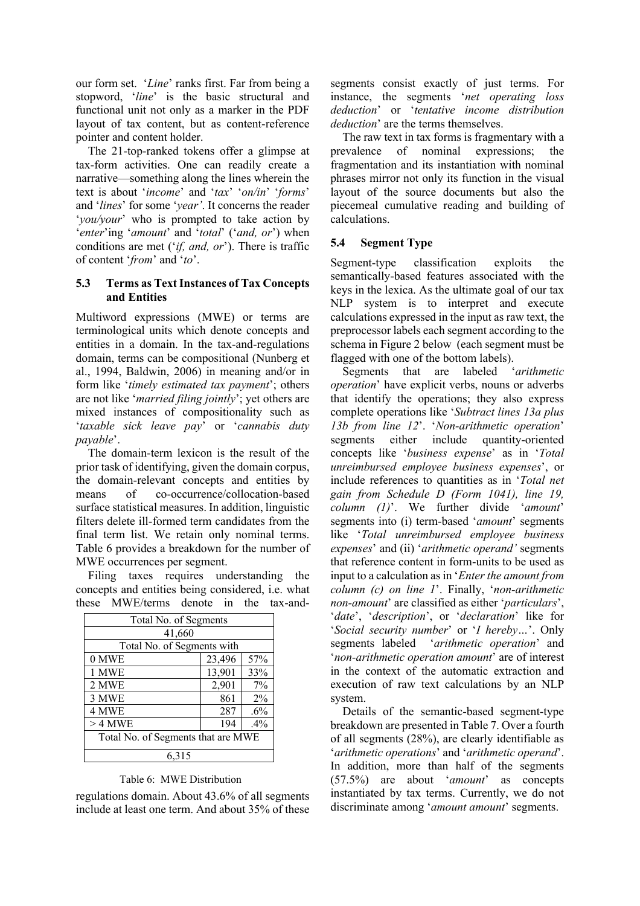our form set. '*Line*' ranks first. Far from being a stopword, '*line*' is the basic structural and functional unit not only as a marker in the PDF layout of tax content, but as content-reference pointer and content holder.

The 21-top-ranked tokens offer a glimpse at tax-form activities. One can readily create a narrative—something along the lines wherein the text is about '*income*' and '*tax*' '*on/in*' '*forms*' and '*lines*' for some '*year'*. It concerns the reader '*you/your*' who is prompted to take action by '*enter*'ing '*amount*' and '*total*' ('*and, or*') when conditions are met ('*if, and, or*'). There is traffic of content '*from*' and '*to*'.

### 5.3 Terms as Text Instances of Tax Concepts and Entities

Multiword expressions (MWE) or terms are terminological units which denote concepts and entities in a domain. In the tax-and-regulations domain, terms can be compositional (Nunberg et al., 1994, Baldwin, 2006) in meaning and/or in form like '*timely estimated tax payment*'; others are not like '*married filing jointly*'; yet others are mixed instances of compositionality such as '*taxable sick leave pay*' or '*cannabis duty payable*'.

The domain-term lexicon is the result of the prior task of identifying, given the domain corpus, the domain-relevant concepts and entities by means of co-occurrence/collocation-based surface statistical measures. In addition, linguistic filters delete ill-formed term candidates from the final term list. We retain only nominal terms. Table 6 provides a breakdown for the number of MWE occurrences per segment.

Filing taxes requires understanding the concepts and entities being considered, i.e. what these MWE/terms denote in the tax-and-regulations domain. About 43.6% of all segments include at least one term. And about 35% of these segments consist exactly of just terms. For instance, the segments '*net operating loss deduction*' or '*tentative income distribution deduction*' are the terms themselves.

| Total No. of Segments | | |
|---|---|---|
| 41,660 | | |
| Total No. of Segments with | | |
| 0 MWE | 23,496 | 57% |
| 1 MWE | 13,901 | 33% |
| 2 MWE | 2,901 | 7% |
| 3 MWE | 861 | 2% |
| 4 MWE | 287 | .6% |
| > 4 MWE | 194 | .4% |
| Total No. of Segments that are MWE | | |
| 6,315 | | |

Table 6: MWE Distribution

The raw text in tax forms is fragmentary with a prevalence of nominal expressions; the fragmentation and its instantiation with nominal phrases mirror not only its function in the visual layout of the source documents but also the piecemeal cumulative reading and building of calculations.

### 5.4 Segment Type

Segment-type classification exploits the semantically-based features associated with the keys in the lexica. As the ultimate goal of our tax NLP system is to interpret and execute calculations expressed in the input as raw text, the preprocessor labels each segment according to the schema in Figure 2 below (each segment must be flagged with one of the bottom labels).

Segments that are labeled '*arithmetic operation*' have explicit verbs, nouns or adverbs that identify the operations; they also express complete operations like '*Subtract lines 13a plus 13b from line 12*'. '*Non-arithmetic operation*' segments either include quantity-oriented concepts like '*business expense*' as in '*Total unreimbursed employee business expenses*', or include references to quantities as in '*Total net gain from Schedule D (Form 1041), line 19, column (1)*'. We further divide '*amount*' segments into (i) term-based '*amount*' segments like '*Total unreimbursed employee business expenses*' and (ii) '*arithmetic operand'* segments that reference content in form-units to be used as input to a calculation as in '*Enter the amount from column (c) on line 1*'. Finally, '*non-arithmetic non-amount*' are classified as either '*particulars*', '*date*', '*description*', or '*declaration*' like for '*Social security number*' or '*I hereby…*'. Only segments labeled '*arithmetic operation*' and '*non-arithmetic operation amount*' are of interest in the context of the automatic extraction and execution of raw text calculations by an NLP system.

Details of the semantic-based segment-type breakdown are presented in Table 7. Over a fourth of all segments (28%), are clearly identifiable as '*arithmetic operations*' and '*arithmetic operand*'. In addition, more than half of the segments (57.5%) are about '*amount*' as concepts instantiated by tax terms. Currently, we do not discriminate among '*amount amount*' segments.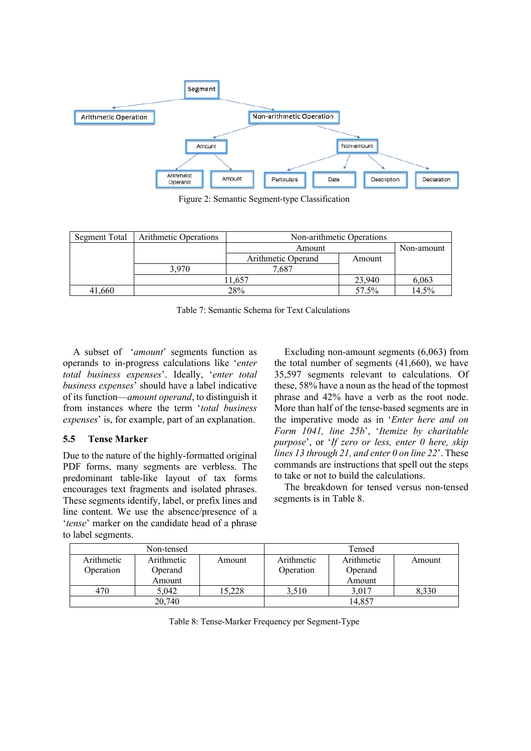- Segment
  - Arithmetic Operation
  - Non-arithmetic Operation
    - Amount
      - Arithmetic Operand
      - Amount
    - Non-amount
      - Particulars
      - Date
      - Description
      - Declaration

Figure 2: Semantic Segment-type Classification

| Segment Total | Arithmetic Operations | Non-arithmetic Operations | | |
|---|---|---|---|---|
| | | Amount | | Non-amount |
| | | Arithmetic Operand | Amount | |
| | 3,970 | 7,687 | | |
| | 11,657 | | 23,940 | 6,063 |
| 41,660 | 28% | | 57.5% | 14.5% |

Table 7: Semantic Schema for Text Calculations

A subset of '*amount*' segments function as operands to in-progress calculations like '*enter total business expenses*'. Ideally, '*enter total business expenses*' should have a label indicative of its function—*amount operand*, to distinguish it from instances where the term '*total business expenses*' is, for example, part of an explanation.

### 5.5 Tense Marker

Due to the nature of the highly-formatted original PDF forms, many segments are verbless. The predominant table-like layout of tax forms encourages text fragments and isolated phrases. These segments identify, label, or prefix lines and line content. We use the absence/presence of a '*tense*' marker on the candidate head of a phrase to label segments.

Excluding non-amount segments (6,063) from the total number of segments (41,660), we have 35,597 segments relevant to calculations. Of these, 58% have a noun as the head of the topmost phrase and 42% have a verb as the root node. More than half of the tense-based segments are in the imperative mode as in '*Enter here and on Form 1041, line 25b*', '*Itemize by charitable purpose*', or '*If zero or less, enter 0 here, skip lines 13 through 21, and enter 0 on line 22*'. These commands are instructions that spell out the steps to take or not to build the calculations.

The breakdown for tensed versus non-tensed segments is in Table 8.

| Non-tensed | | | Tensed | | |
|---|---|---|---|---|---|
| Arithmetic Operation | Arithmetic Operand Amount | Amount | Arithmetic Operation | Arithmetic Operand Amount | Amount |
| 470 | 5,042 | 15,228 | 3,510 | 3,017 | 8,330 |
| 20,740 | | | 14,857 | | |

Table 8: Tense-Marker Frequency per Segment-Type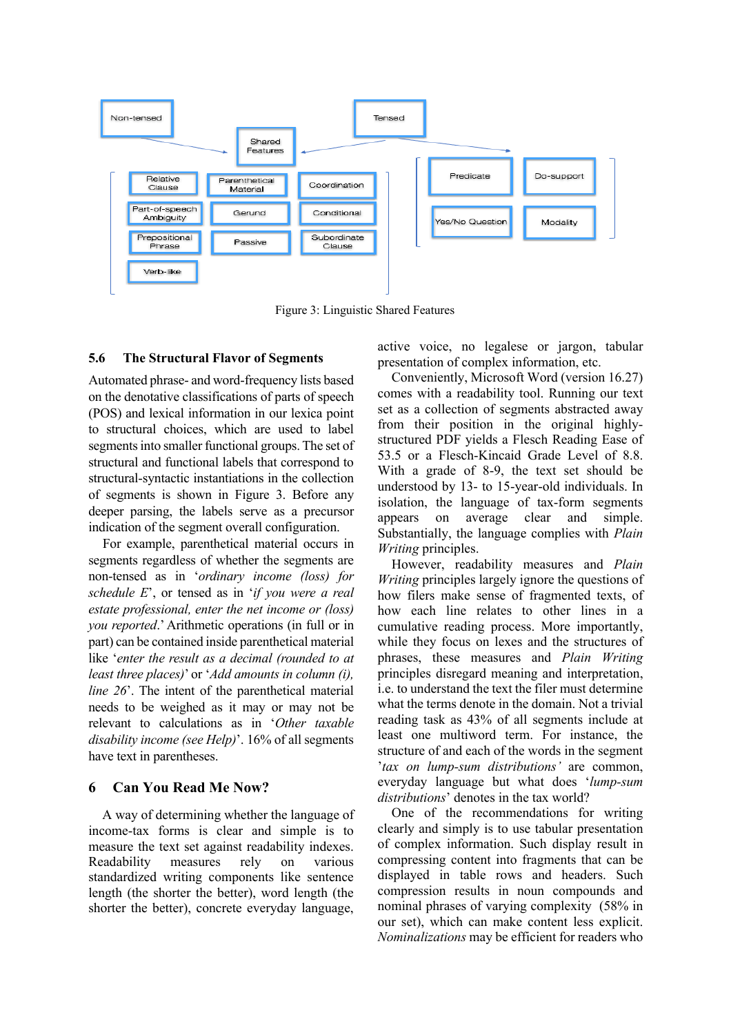Figure 3: Linguistic Shared Features

### 5.6 The Structural Flavor of Segments

Automated phrase- and word-frequency lists based on the denotative classifications of parts of speech (POS) and lexical information in our lexica point to structural choices, which are used to label segments into smaller functional groups. The set of structural and functional labels that correspond to structural-syntactic instantiations in the collection of segments is shown in Figure 3. Before any deeper parsing, the labels serve as a precursor indication of the segment overall configuration.

For example, parenthetical material occurs in segments regardless of whether the segments are non-tensed as in '*ordinary income (loss) for schedule E*', or tensed as in '*if you were a real estate professional, enter the net income or (loss) you reported*.' Arithmetic operations (in full or in part) can be contained inside parenthetical material like '*enter the result as a decimal (rounded to at least three places)*' or '*Add amounts in column (i), line 26*'. The intent of the parenthetical material needs to be weighed as it may or may not be relevant to calculations as in '*Other taxable disability income (see Help)*'. 16% of all segments have text in parentheses.

## 6 Can You Read Me Now?

A way of determining whether the language of income-tax forms is clear and simple is to measure the text set against readability indexes. Readability measures rely on various standardized writing components like sentence length (the shorter the better), word length (the shorter the better), concrete everyday language, active voice, no legalese or jargon, tabular presentation of complex information, etc.

Conveniently, Microsoft Word (version 16.27) comes with a readability tool. Running our text set as a collection of segments abstracted away from their position in the original highly-structured PDF yields a Flesch Reading Ease of 53.5 or a Flesch-Kincaid Grade Level of 8.8. With a grade of 8-9, the text set should be understood by 13- to 15-year-old individuals. In isolation, the language of tax-form segments appears on average clear and simple. Substantially, the language complies with *Plain Writing* principles.

However, readability measures and *Plain Writing* principles largely ignore the questions of how filers make sense of fragmented texts, of how each line relates to other lines in a cumulative reading process. More importantly, while they focus on lexes and the structures of phrases, these measures and *Plain Writing* principles disregard meaning and interpretation, i.e. to understand the text the filer must determine what the terms denote in the domain. Not a trivial reading task as 43% of all segments include at least one multiword term. For instance, the structure of and each of the words in the segment '*tax on lump-sum distributions*' are common, everyday language but what does '*lump-sum distributions*' denotes in the tax world?

One of the recommendations for writing clearly and simply is to use tabular presentation of complex information. Such display result in compressing content into fragments that can be displayed in table rows and headers. Such compression results in noun compounds and nominal phrases of varying complexity (58% in our set), which can make content less explicit. *Nominalizations* may be efficient for readers who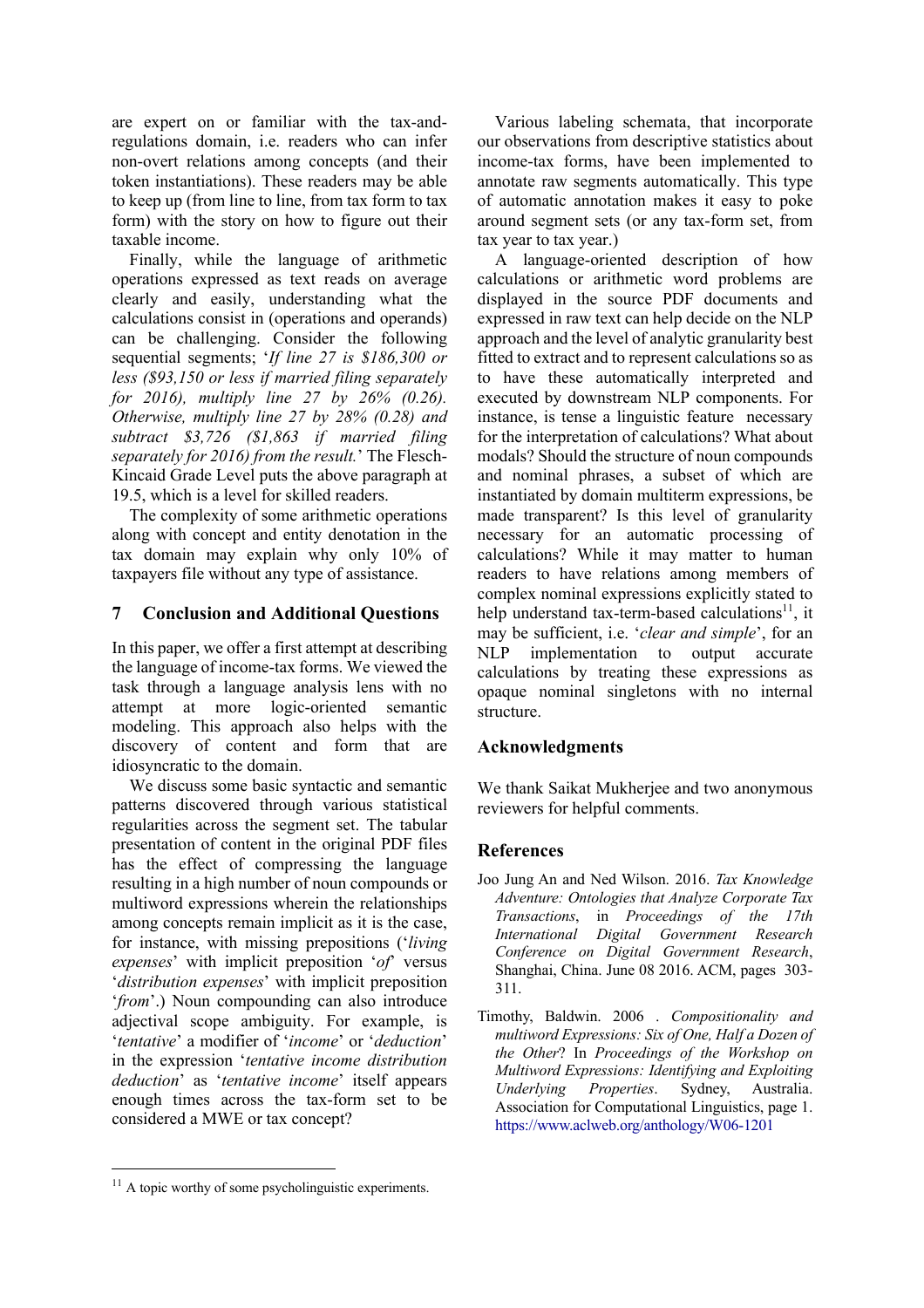are expert on or familiar with the tax-and-regulations domain, i.e. readers who can infer non-overt relations among concepts (and their token instantiations). These readers may be able to keep up (from line to line, from tax form to tax form) with the story on how to figure out their taxable income.

Finally, while the language of arithmetic operations expressed as text reads on average clearly and easily, understanding what the calculations consist in (operations and operands) can be challenging. Consider the following sequential segments; '*If line 27 is $186,300 or less ($93,150 or less if married filing separately for 2016), multiply line 27 by 26% (0.26). Otherwise, multiply line 27 by 28% (0.28) and subtract $3,726 ($1,863 if married filing separately for 2016) from the result.*' The Flesch-Kincaid Grade Level puts the above paragraph at 19.5, which is a level for skilled readers.

The complexity of some arithmetic operations along with concept and entity denotation in the tax domain may explain why only 10% of taxpayers file without any type of assistance.

## 7 Conclusion and Additional Questions

In this paper, we offer a first attempt at describing the language of income-tax forms. We viewed the task through a language analysis lens with no attempt at more logic-oriented semantic modeling. This approach also helps with the discovery of content and form that are idiosyncratic to the domain.

We discuss some basic syntactic and semantic patterns discovered through various statistical regularities across the segment set. The tabular presentation of content in the original PDF files has the effect of compressing the language resulting in a high number of noun compounds or multiword expressions wherein the relationships among concepts remain implicit as it is the case, for instance, with missing prepositions ('*living expenses*' with implicit preposition '*of*' versus '*distribution expenses*' with implicit preposition '*from*'.) Noun compounding can also introduce adjectival scope ambiguity. For example, is '*tentative*' a modifier of '*income*' or '*deduction*' in the expression '*tentative income distribution deduction*' as '*tentative income*' itself appears enough times across the tax-form set to be considered a MWE or tax concept?

Various labeling schemata, that incorporate our observations from descriptive statistics about income-tax forms, have been implemented to annotate raw segments automatically. This type of automatic annotation makes it easy to poke around segment sets (or any tax-form set, from tax year to tax year.)

A language-oriented description of how calculations or arithmetic word problems are displayed in the source PDF documents and expressed in raw text can help decide on the NLP approach and the level of analytic granularity best fitted to extract and to represent calculations so as to have these automatically interpreted and executed by downstream NLP components. For instance, is tense a linguistic feature necessary for the interpretation of calculations? What about modals? Should the structure of noun compounds and nominal phrases, a subset of which are instantiated by domain multiterm expressions, be made transparent? Is this level of granularity necessary for an automatic processing of calculations? While it may matter to human readers to have relations among members of complex nominal expressions explicitly stated to help understand tax-term-based calculations[11], it may be sufficient, i.e. '*clear and simple*', for an NLP implementation to output accurate calculations by treating these expressions as opaque nominal singletons with no internal structure.

## Acknowledgments

We thank Saikat Mukherjee and two anonymous reviewers for helpful comments.

## References

Joo Jung An and Ned Wilson. 2016. *Tax Knowledge Adventure: Ontologies that Analyze Corporate Tax Transactions*, in *Proceedings of the 17th International Digital Government Research Conference on Digital Government Research*, Shanghai, China. June 08 2016. ACM, pages 303-311.

Timothy, Baldwin. 2006 . *Compositionality and multiword Expressions: Six of One, Half a Dozen of the Other*? In *Proceedings of the Workshop on Multiword Expressions: Identifying and Exploiting Underlying Properties*. Sydney, Australia. Association for Computational Linguistics, page 1. https://www.aclweb.org/anthology/W06-1201

[11] A topic worthy of some psycholinguistic experiments.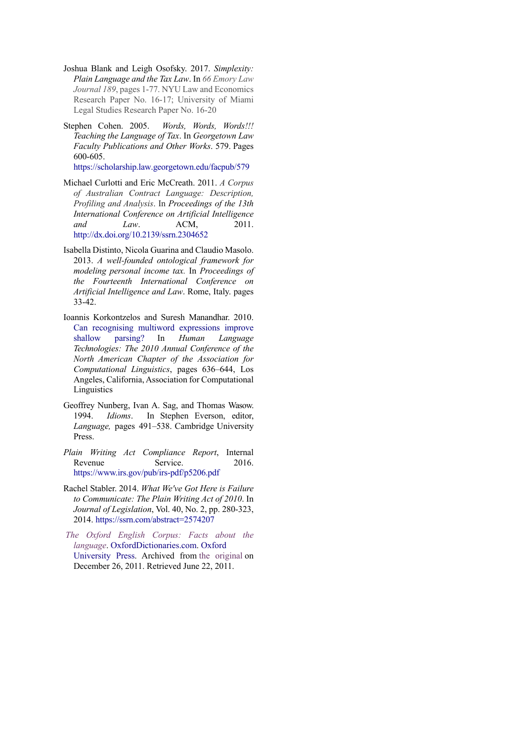Joshua Blank and Leigh Osofsky. 2017. *Simplexity: Plain Language and the Tax Law*. In *66 Emory Law Journal 189*, pages 1-77. NYU Law and Economics Research Paper No. 16-17; University of Miami Legal Studies Research Paper No. 16-20

Stephen Cohen. 2005. *Words, Words, Words!!! Teaching the Language of Tax*. In *Georgetown Law Faculty Publications and Other Works*. 579. Pages 600-605. https://scholarship.law.georgetown.edu/facpub/579

Michael Curlotti and Eric McCreath. 2011. *A Corpus of Australian Contract Language: Description, Profiling and Analysis*. In *Proceedings of the 13th International Conference on Artificial Intelligence and Law*. ACM, 2011. http://dx.doi.org/10.2139/ssrn.2304652

Isabella Distinto, Nicola Guarina and Claudio Masolo. 2013. *A well-founded ontological framework for modeling personal income tax.* In *Proceedings of the Fourteenth International Conference on Artificial Intelligence and Law*. Rome, Italy. pages 33-42.

Ioannis Korkontzelos and Suresh Manandhar. 2010. Can recognising multiword expressions improve shallow parsing? In *Human Language Technologies: The 2010 Annual Conference of the North American Chapter of the Association for Computational Linguistics*, pages 636–644, Los Angeles, California, Association for Computational Linguistics

Geoffrey Nunberg, Ivan A. Sag, and Thomas Wasow. 1994. *Idioms*. In Stephen Everson, editor, *Language,* pages 491–538. Cambridge University Press.

*Plain Writing Act Compliance Report*, Internal Revenue Service. 2016. https://www.irs.gov/pub/irs-pdf/p5206.pdf

Rachel Stabler. 2014. *What We've Got Here is Failure to Communicate: The Plain Writing Act of 2010*. In *Journal of Legislation*, Vol. 40, No. 2, pp. 280-323, 2014. https://ssrn.com/abstract=2574207

*The Oxford English Corpus: Facts about the language*. OxfordDictionaries.com. Oxford University Press. Archived from the original on December 26, 2011. Retrieved June 22, 2011.